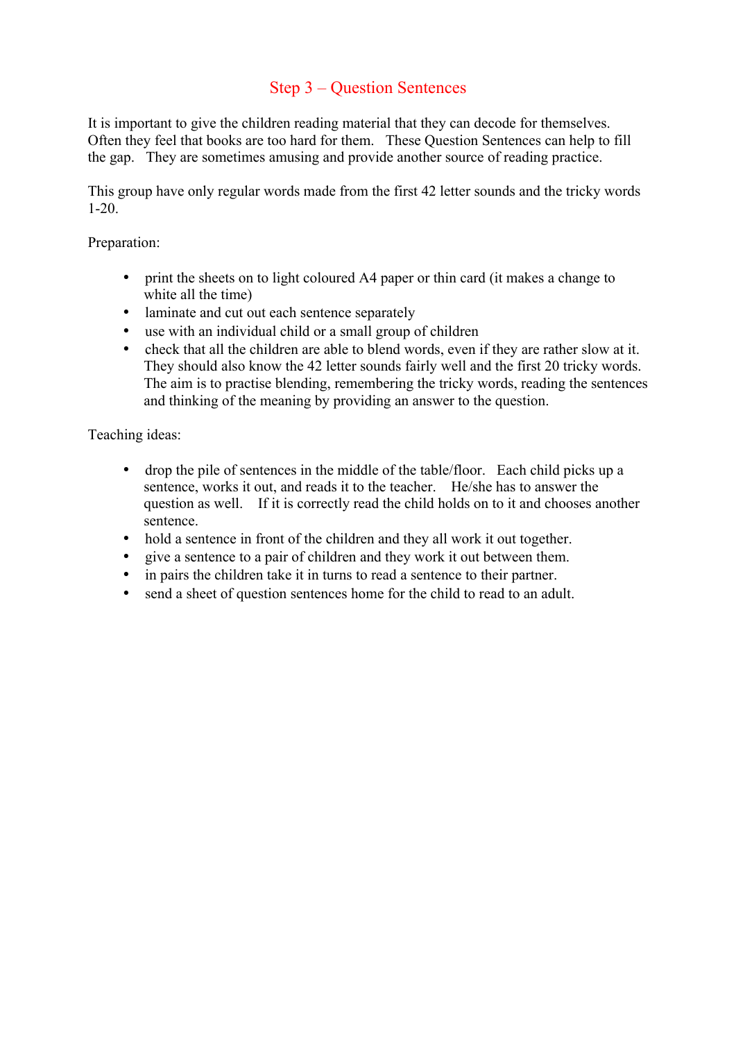# Step 3 – Question Sentences

It is important to give the children reading material that they can decode for themselves. Often they feel that books are too hard for them. These Question Sentences can help to fill the gap. They are sometimes amusing and provide another source of reading practice.

This group have only regular words made from the first 42 letter sounds and the tricky words 1-20.

Preparation:

- print the sheets on to light coloured A4 paper or thin card (it makes a change to white all the time)
- laminate and cut out each sentence separately
- use with an individual child or a small group of children
- check that all the children are able to blend words, even if they are rather slow at it. They should also know the 42 letter sounds fairly well and the first 20 tricky words. The aim is to practise blending, remembering the tricky words, reading the sentences and thinking of the meaning by providing an answer to the question.

Teaching ideas:

- drop the pile of sentences in the middle of the table/floor. Each child picks up a sentence, works it out, and reads it to the teacher. He/she has to answer the question as well. If it is correctly read the child holds on to it and chooses another sentence.
- hold a sentence in front of the children and they all work it out together.
- give a sentence to a pair of children and they work it out between them.
- in pairs the children take it in turns to read a sentence to their partner.
- send a sheet of question sentences home for the child to read to an adult.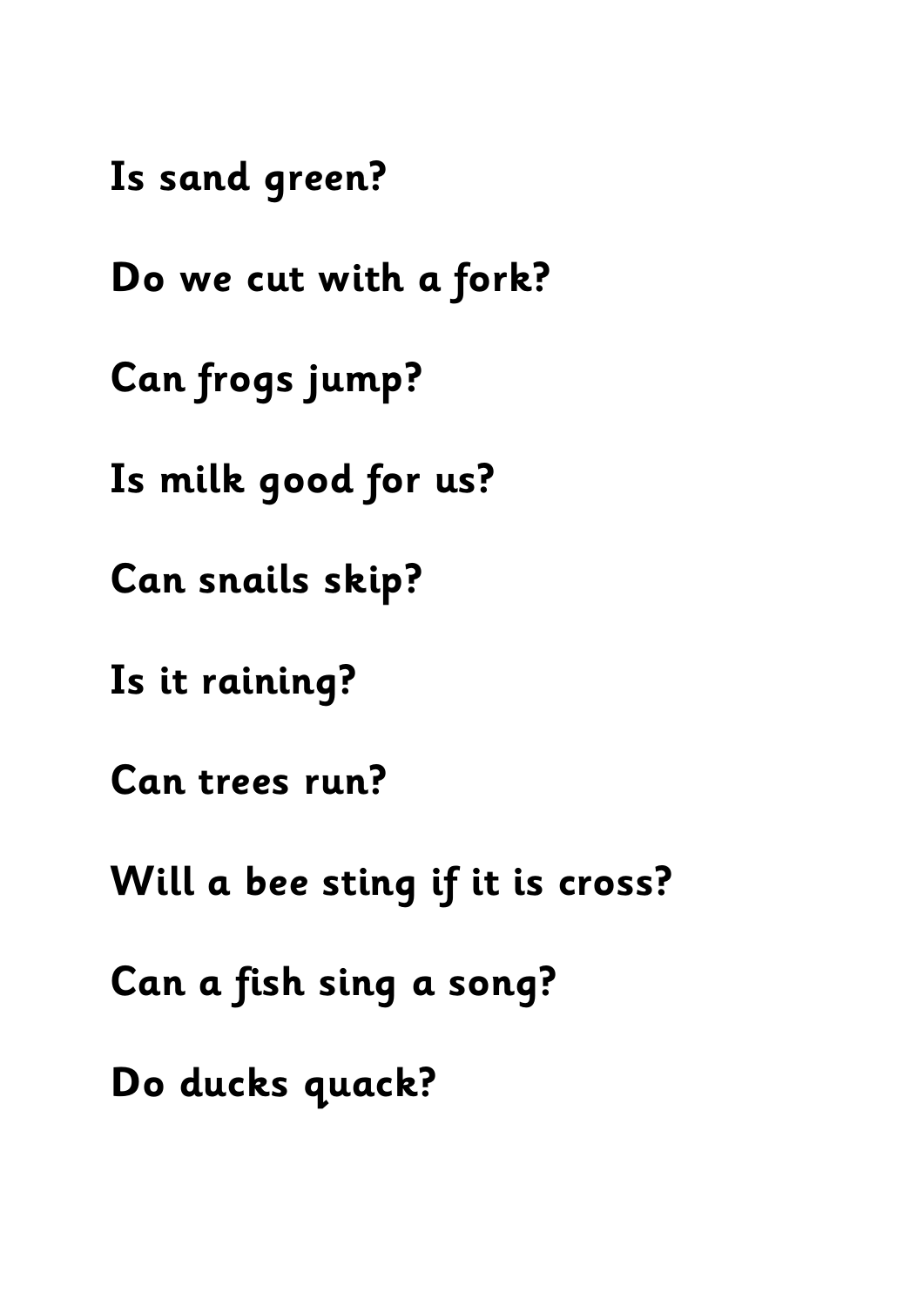**Is sand green?**

**Do we cut with a fork?**

**Can frogs jump?**

**Is milk good for us?**

**Can snails skip?**

**Is it raining?**

**Can trees run?**

**Will a bee sting if it is cross?**

**Can a fish sing a song?**

**Do ducks quack?**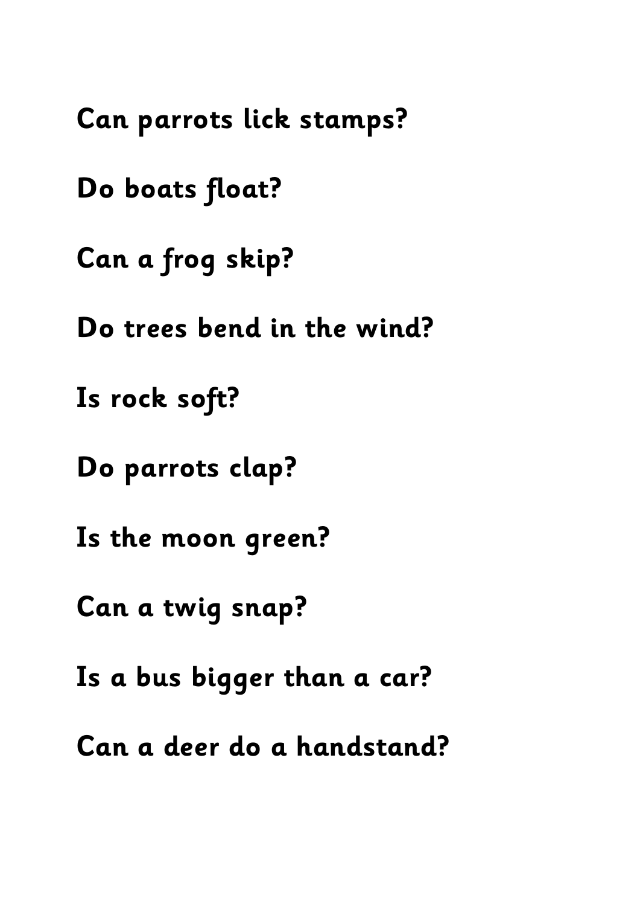**Can parrots lick stamps?**

**Do boats float?**

**Can a frog skip?**

**Do trees bend in the wind?**

**Is rock soft?**

**Do parrots clap?**

**Is the moon green?**

**Can a twig snap?**

**Is a bus bigger than a car?**

**Can a deer do a handstand?**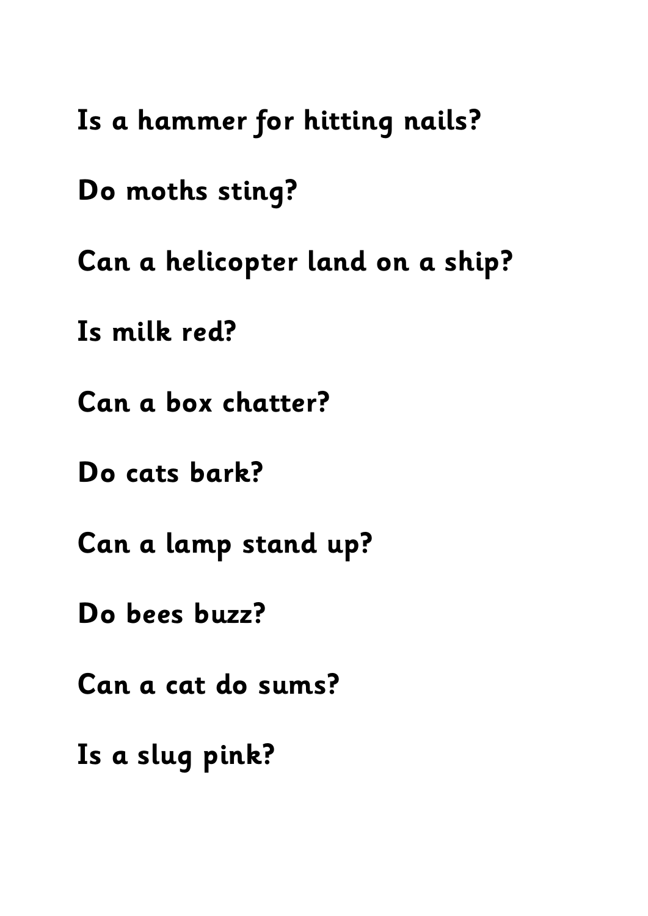**Is a hammer for hitting nails?**

**Do moths sting?**

**Can a helicopter land on a ship?**

**Is milk red?**

**Can a box chatter?**

**Do cats bark?**

**Can a lamp stand up?**

**Do bees buzz?**

**Can a cat do sums?**

**Is a slug pink?**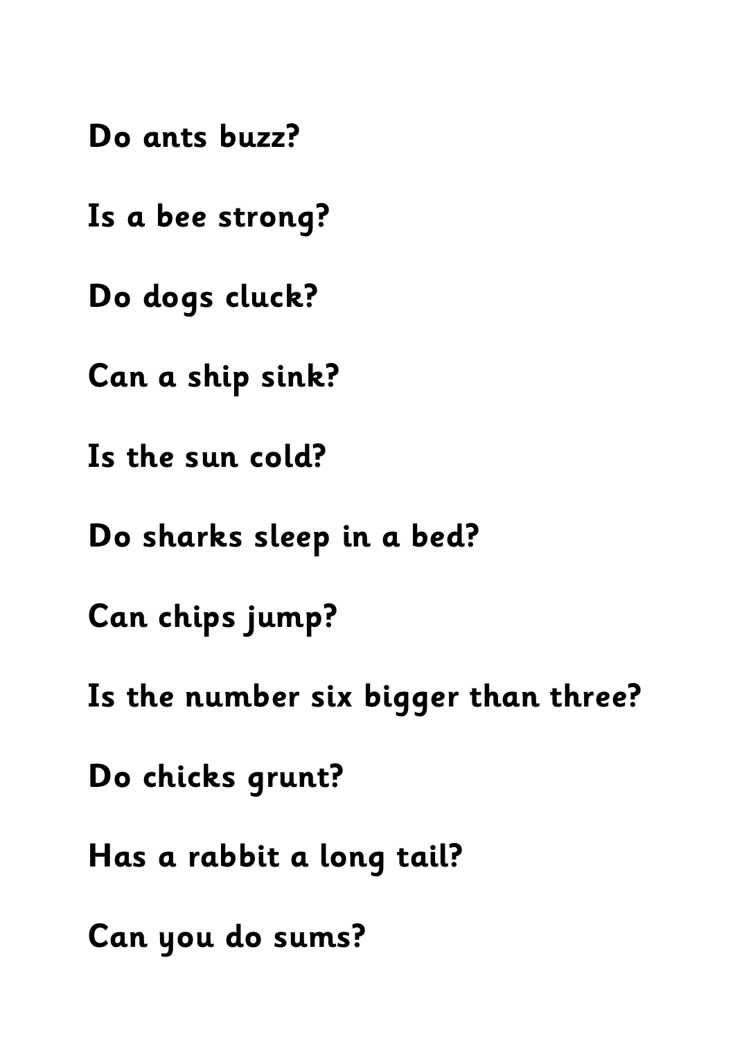**Do ants buzz?**

**Is a bee strong?**

**Do dogs cluck?**

**Can a ship sink?**

**Is the sun cold?**

**Do sharks sleep in a bed?**

**Can chips jump?**

**Is the number six bigger than three?**

**Do chicks grunt?**

**Has a rabbit a long tail?**

**Can you do sums?**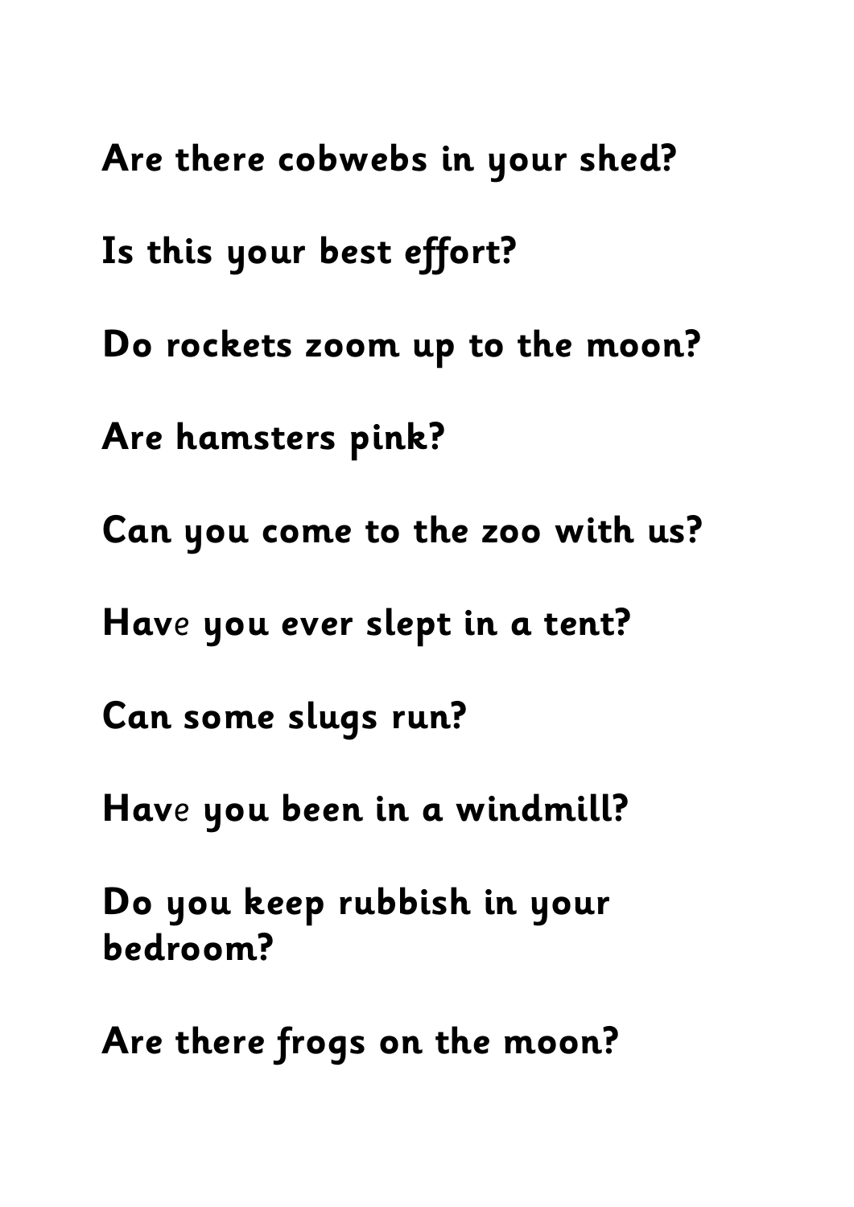**Are there cobwebs in your shed?**

**Is this your best effort?**

**Do rockets zoom up to the moon?**

**Are hamsters pink?**

**Can you come to the zoo with us?**

**Have you ever slept in a tent?**

**Can some slugs run?**

**Have you been in a windmill?**

**Do you keep rubbish in your bedroom?**

**Are there frogs on the moon?**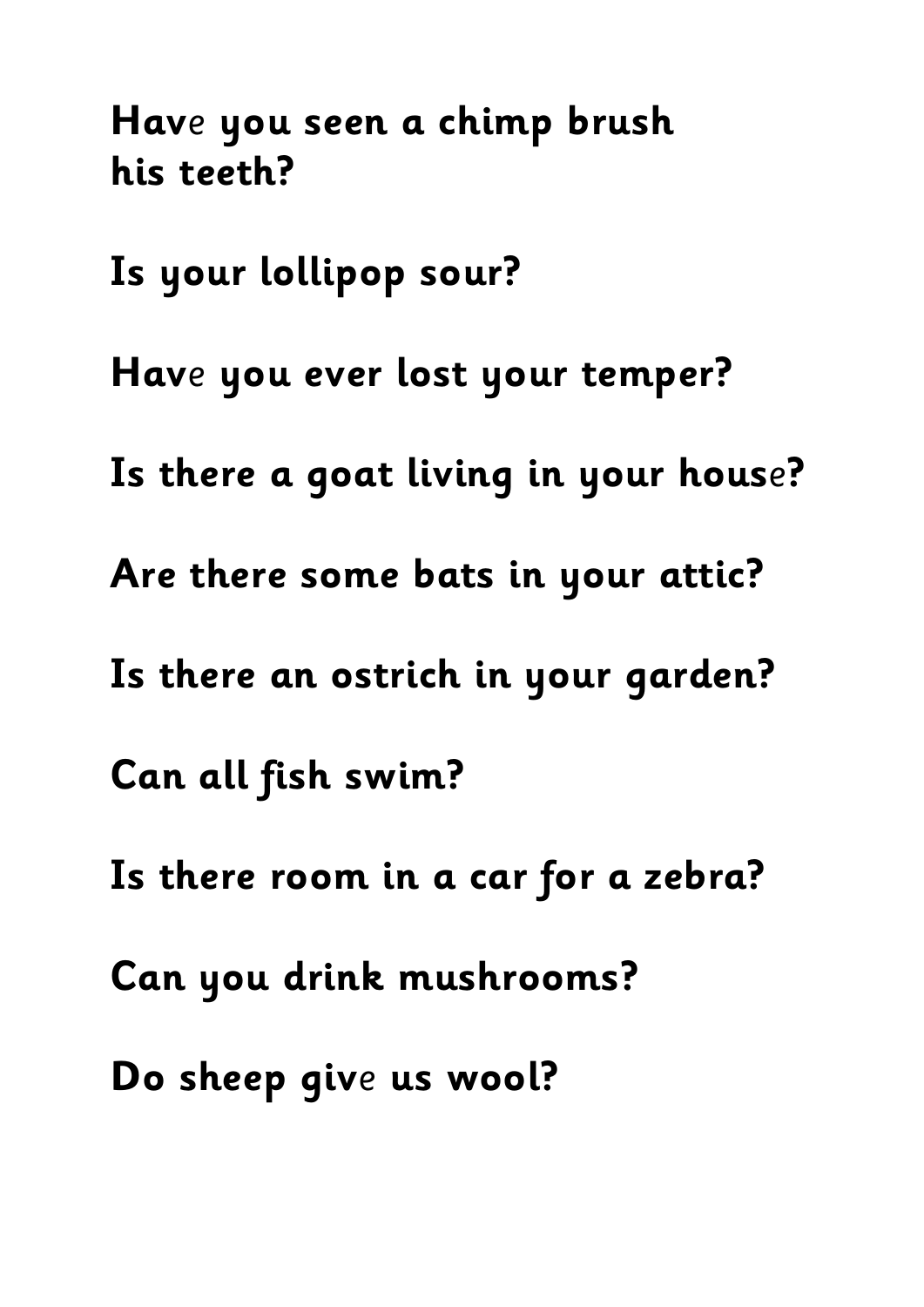**Have you seen a chimp brush his teeth?**

**Is your lollipop sour?**

**Have you ever lost your temper?**

**Is there a goat living in your house?**

**Are there some bats in your attic?**

**Is there an ostrich in your garden?**

**Can all fish swim?**

**Is there room in a car for a zebra?**

**Can you drink mushrooms?**

**Do sheep give us wool?**